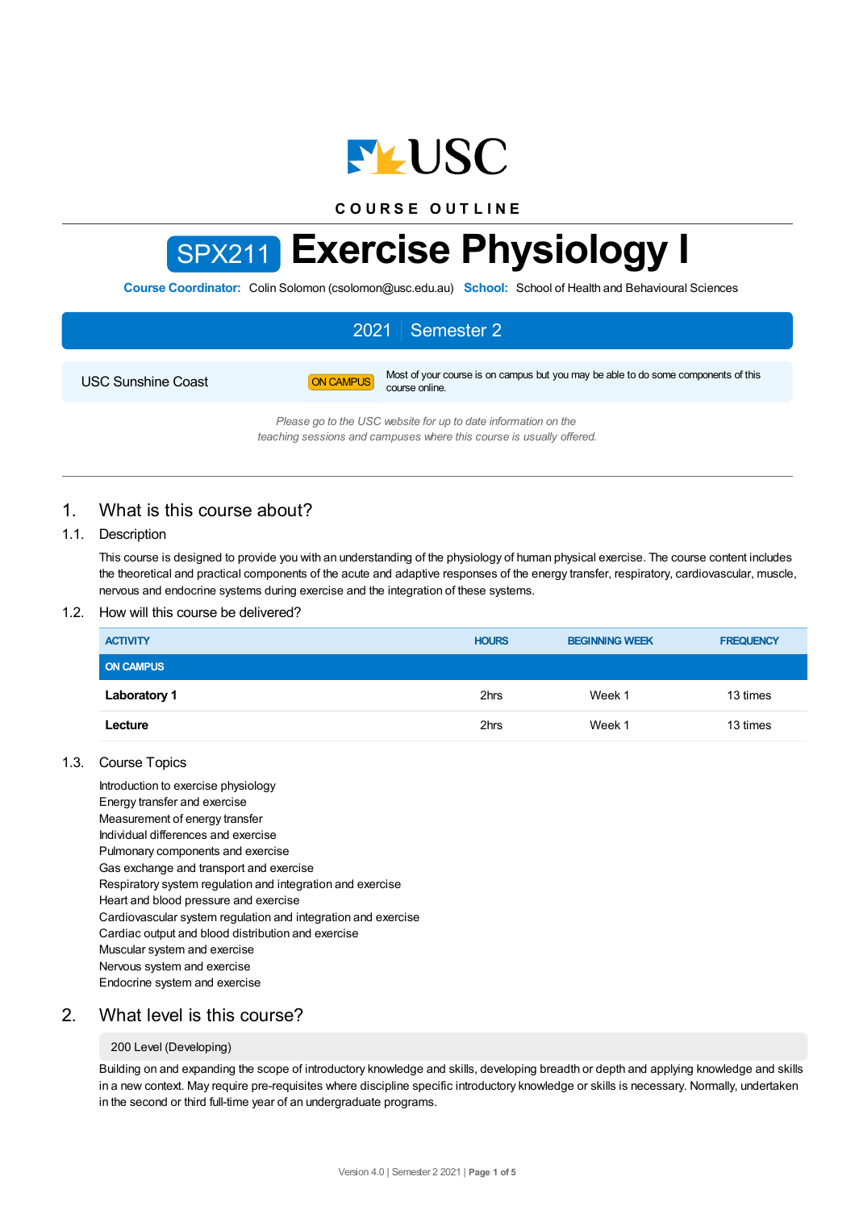# USC

**COURSE OUTLINE**

# SPX211 Exercise Physiology I

**Course Coordinator:** Colin Solomon (csolomon@usc.edu.au) **School:** School of Health and Behavioural Sciences

**2021 | Semester 2**

| | | |
|---|---|---|
| USC Sunshine Coast | ON CAMPUS | Most of your course is on campus but you may be able to do some components of this course online. |

*Please go to the USC website for up to date information on the teaching sessions and campuses where this course is usually offered.*

## 1. What is this course about?

### 1.1. Description

This course is designed to provide you with an understanding of the physiology of human physical exercise. The course content includes the theoretical and practical components of the acute and adaptive responses of the energy transfer, respiratory, cardiovascular, muscle, nervous and endocrine systems during exercise and the integration of these systems.

### 1.2. How will this course be delivered?

| ACTIVITY | HOURS | BEGINNING WEEK | FREQUENCY |
|---|---|---|---|
| **ON CAMPUS** | | | |
| **Laboratory 1** | 2hrs | Week 1 | 13 times |
| **Lecture** | 2hrs | Week 1 | 13 times |

### 1.3. Course Topics

Introduction to exercise physiology
Energy transfer and exercise
Measurement of energy transfer
Individual differences and exercise
Pulmonary components and exercise
Gas exchange and transport and exercise
Respiratory system regulation and integration and exercise
Heart and blood pressure and exercise
Cardiovascular system regulation and integration and exercise
Cardiac output and blood distribution and exercise
Muscular system and exercise
Nervous system and exercise
Endocrine system and exercise

## 2. What level is this course?

200 Level (Developing)

Building on and expanding the scope of introductory knowledge and skills, developing breadth or depth and applying knowledge and skills in a new context. May require pre-requisites where discipline specific introductory knowledge or skills is necessary. Normally, undertaken in the second or third full-time year of an undergraduate programs.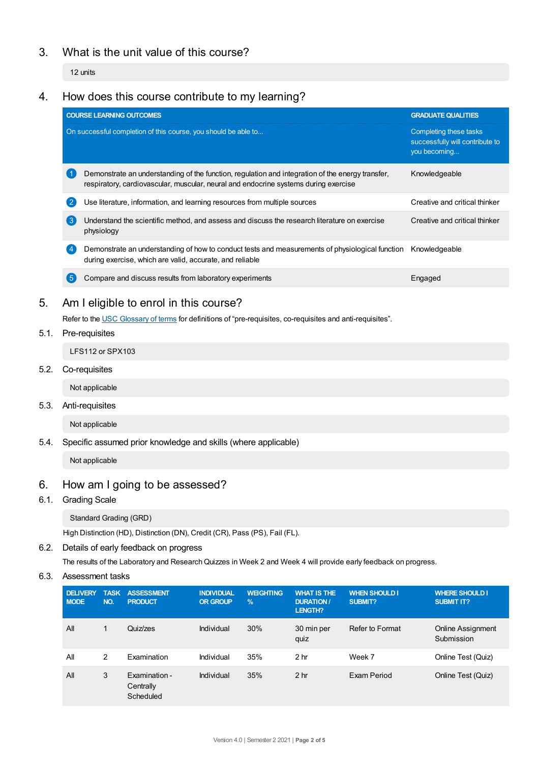## 3. What is the unit value of this course?

12 units

## 4. How does this course contribute to my learning?

| COURSE LEARNING OUTCOMES<br>On successful completion of this course, you should be able to... | GRADUATE QUALITIES<br>Completing these tasks successfully will contribute to you becoming... |
|---|---|
| 1 Demonstrate an understanding of the function, regulation and integration of the energy transfer, respiratory, cardiovascular, muscular, neural and endocrine systems during exercise | Knowledgeable |
| 2 Use literature, information, and learning resources from multiple sources | Creative and critical thinker |
| 3 Understand the scientific method, and assess and discuss the research literature on exercise physiology | Creative and critical thinker |
| 4 Demonstrate an understanding of how to conduct tests and measurements of physiological function during exercise, which are valid, accurate, and reliable | Knowledgeable |
| 5 Compare and discuss results from laboratory experiments | Engaged |

## 5. Am I eligible to enrol in this course?

Refer to the USC Glossary of terms for definitions of “pre-requisites, co-requisites and anti-requisites”.

### 5.1. Pre-requisites

LFS112 or SPX103

### 5.2. Co-requisites

Not applicable

### 5.3. Anti-requisites

Not applicable

### 5.4. Specific assumed prior knowledge and skills (where applicable)

Not applicable

## 6. How am I going to be assessed?

### 6.1. Grading Scale

Standard Grading (GRD)

High Distinction (HD), Distinction (DN), Credit (CR), Pass (PS), Fail (FL).

### 6.2. Details of early feedback on progress

The results of the Laboratory and Research Quizzes in Week 2 and Week 4 will provide early feedback on progress.

### 6.3. Assessment tasks

| DELIVERY MODE | TASK NO. | ASSESSMENT PRODUCT | INDIVIDUAL OR GROUP | WEIGHTING % | WHAT IS THE DURATION / LENGTH? | WHEN SHOULD I SUBMIT? | WHERE SHOULD I SUBMIT IT? |
|---|---|---|---|---|---|---|---|
| All | 1 | Quiz/zes | Individual | 30% | 30 min per quiz | Refer to Format | Online Assignment Submission |
| All | 2 | Examination | Individual | 35% | 2 hr | Week 7 | Online Test (Quiz) |
| All | 3 | Examination - Centrally Scheduled | Individual | 35% | 2 hr | Exam Period | Online Test (Quiz) |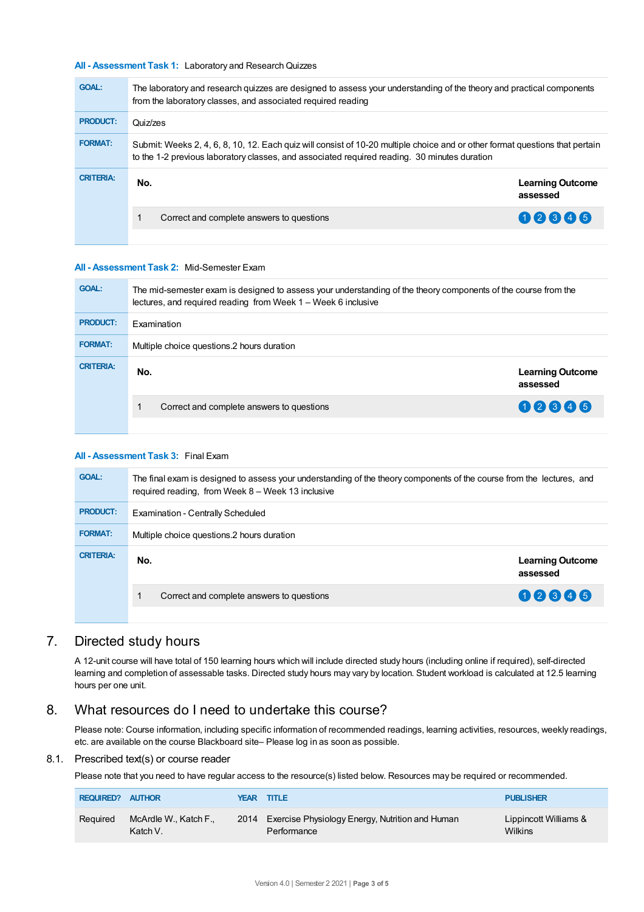**All - Assessment Task 1:** Laboratory and Research Quizzes

| | |
|---|---|
| **GOAL:** | The laboratory and research quizzes are designed to assess your understanding of the theory and practical components from the laboratory classes, and associated required reading |
| **PRODUCT:** | Quiz/zes |
| **FORMAT:** | Submit: Weeks 2, 4, 6, 8, 10, 12. Each quiz will consist of 10-20 multiple choice and or other format questions that pertain to the 1-2 previous laboratory classes, and associated required reading. 30 minutes duration |
| **CRITERIA:** | |

| No. | | Learning Outcome assessed |
|---|---|---|
| 1 | Correct and complete answers to questions | 1 2 3 4 5 |

**All - Assessment Task 2:** Mid-Semester Exam

| | |
|---|---|
| **GOAL:** | The mid-semester exam is designed to assess your understanding of the theory components of the course from the lectures, and required reading from Week 1 – Week 6 inclusive |
| **PRODUCT:** | Examination |
| **FORMAT:** | Multiple choice questions.2 hours duration |
| **CRITERIA:** | |

| No. | | Learning Outcome assessed |
|---|---|---|
| 1 | Correct and complete answers to questions | 1 2 3 4 5 |

**All - Assessment Task 3:** Final Exam

| | |
|---|---|
| **GOAL:** | The final exam is designed to assess your understanding of the theory components of the course from the lectures, and required reading, from Week 8 – Week 13 inclusive |
| **PRODUCT:** | Examination - Centrally Scheduled |
| **FORMAT:** | Multiple choice questions.2 hours duration |
| **CRITERIA:** | |

| No. | | Learning Outcome assessed |
|---|---|---|
| 1 | Correct and complete answers to questions | 1 2 3 4 5 |

## 7. Directed study hours

A 12-unit course will have total of 150 learning hours which will include directed study hours (including online if required), self-directed learning and completion of assessable tasks. Directed study hours may vary by location. Student workload is calculated at 12.5 learning hours per one unit.

## 8. What resources do I need to undertake this course?

Please note: Course information, including specific information of recommended readings, learning activities, resources, weekly readings, etc. are available on the course Blackboard site– Please log in as soon as possible.

### 8.1. Prescribed text(s) or course reader

Please note that you need to have regular access to the resource(s) listed below. Resources may be required or recommended.

| REQUIRED? | AUTHOR | YEAR | TITLE | PUBLISHER |
|---|---|---|---|---|
| Required | McArdle W., Katch F., Katch V. | 2014 | Exercise Physiology Energy, Nutrition and Human Performance | Lippincott Williams & Wilkins |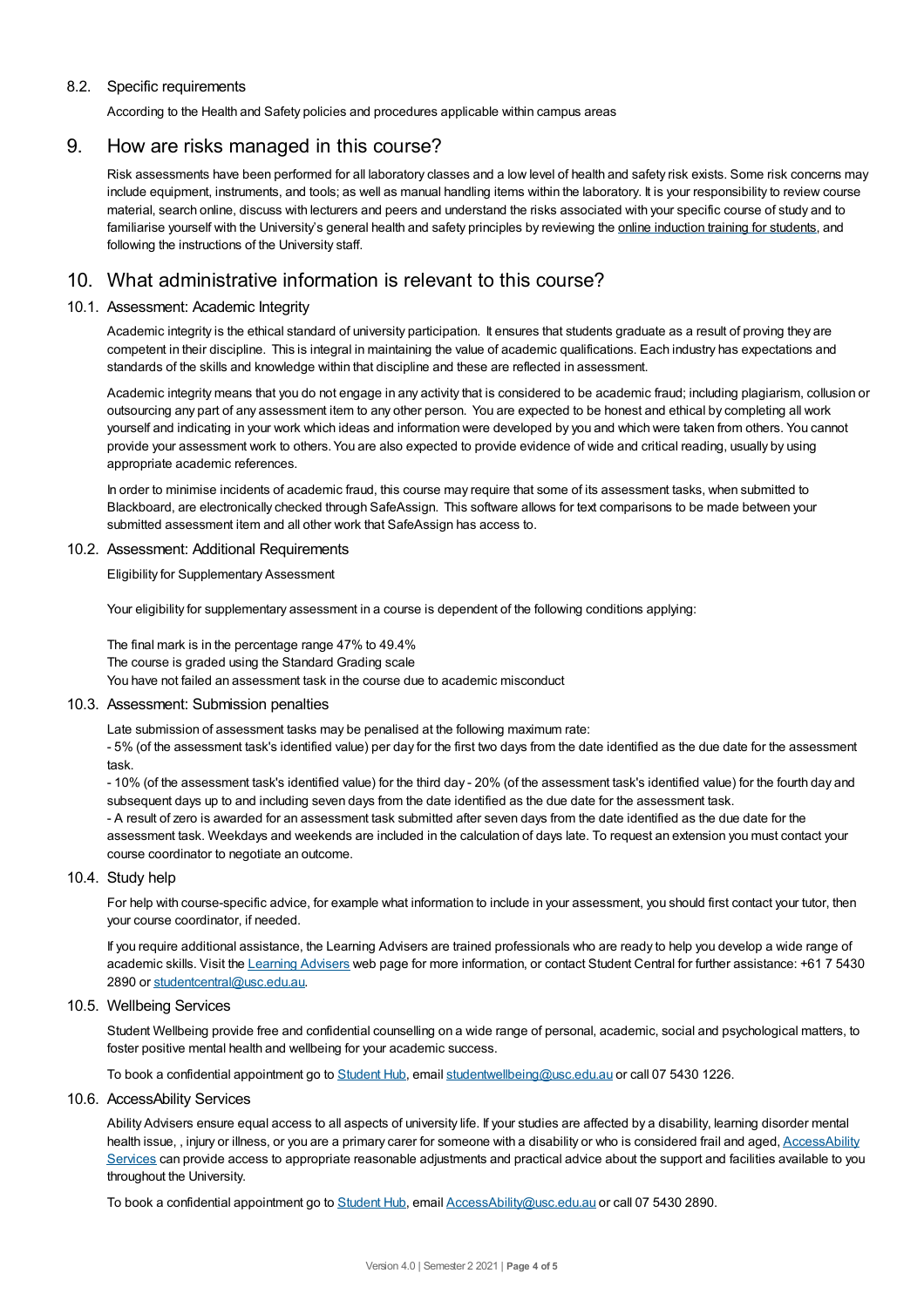### 8.2. Specific requirements

According to the Health and Safety policies and procedures applicable within campus areas

## 9. How are risks managed in this course?

Risk assessments have been performed for all laboratory classes and a low level of health and safety risk exists. Some risk concerns may include equipment, instruments, and tools; as well as manual handling items within the laboratory. It is your responsibility to review course material, search online, discuss with lecturers and peers and understand the risks associated with your specific course of study and to familiarise yourself with the University's general health and safety principles by reviewing the online induction training for students, and following the instructions of the University staff.

## 10. What administrative information is relevant to this course?

### 10.1. Assessment: Academic Integrity

Academic integrity is the ethical standard of university participation. It ensures that students graduate as a result of proving they are competent in their discipline. This is integral in maintaining the value of academic qualifications. Each industry has expectations and standards of the skills and knowledge within that discipline and these are reflected in assessment.

Academic integrity means that you do not engage in any activity that is considered to be academic fraud; including plagiarism, collusion or outsourcing any part of any assessment item to any other person. You are expected to be honest and ethical by completing all work yourself and indicating in your work which ideas and information were developed by you and which were taken from others. You cannot provide your assessment work to others. You are also expected to provide evidence of wide and critical reading, usually by using appropriate academic references.

In order to minimise incidents of academic fraud, this course may require that some of its assessment tasks, when submitted to Blackboard, are electronically checked through SafeAssign. This software allows for text comparisons to be made between your submitted assessment item and all other work that SafeAssign has access to.

### 10.2. Assessment: Additional Requirements

Eligibility for Supplementary Assessment

Your eligibility for supplementary assessment in a course is dependent of the following conditions applying:

The final mark is in the percentage range 47% to 49.4%
The course is graded using the Standard Grading scale
You have not failed an assessment task in the course due to academic misconduct

### 10.3. Assessment: Submission penalties

Late submission of assessment tasks may be penalised at the following maximum rate:
- 5% (of the assessment task's identified value) per day for the first two days from the date identified as the due date for the assessment task.
- 10% (of the assessment task's identified value) for the third day - 20% (of the assessment task's identified value) for the fourth day and subsequent days up to and including seven days from the date identified as the due date for the assessment task.
- A result of zero is awarded for an assessment task submitted after seven days from the date identified as the due date for the assessment task. Weekdays and weekends are included in the calculation of days late. To request an extension you must contact your course coordinator to negotiate an outcome.

### 10.4. Study help

For help with course-specific advice, for example what information to include in your assessment, you should first contact your tutor, then your course coordinator, if needed.

If you require additional assistance, the Learning Advisers are trained professionals who are ready to help you develop a wide range of academic skills. Visit the Learning Advisers web page for more information, or contact Student Central for further assistance: +61 7 5430 2890 or studentcentral@usc.edu.au.

### 10.5. Wellbeing Services

Student Wellbeing provide free and confidential counselling on a wide range of personal, academic, social and psychological matters, to foster positive mental health and wellbeing for your academic success.

To book a confidential appointment go to Student Hub, email studentwellbeing@usc.edu.au or call 07 5430 1226.

### 10.6. AccessAbility Services

Ability Advisers ensure equal access to all aspects of university life. If your studies are affected by a disability, learning disorder mental health issue, , injury or illness, or you are a primary carer for someone with a disability or who is considered frail and aged, AccessAbility Services can provide access to appropriate reasonable adjustments and practical advice about the support and facilities available to you throughout the University.

To book a confidential appointment go to Student Hub, email AccessAbility@usc.edu.au or call 07 5430 2890.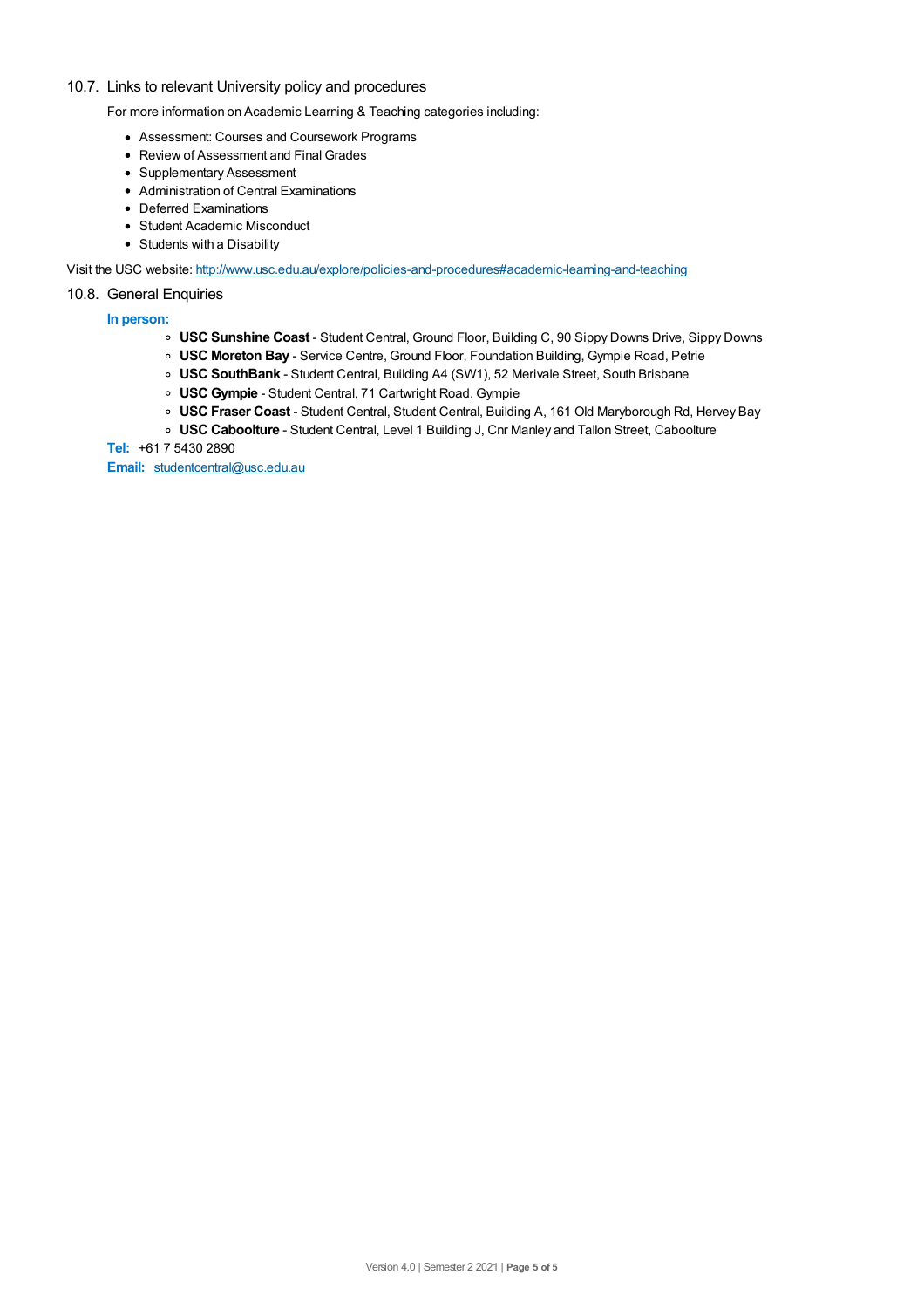### 10.7. Links to relevant University policy and procedures

For more information on Academic Learning & Teaching categories including:

- Assessment: Courses and Coursework Programs
- Review of Assessment and Final Grades
- Supplementary Assessment
- Administration of Central Examinations
- Deferred Examinations
- Student Academic Misconduct
- Students with a Disability

Visit the USC website: http://www.usc.edu.au/explore/policies-and-procedures#academic-learning-and-teaching

### 10.8. General Enquiries

**In person:**

- **USC Sunshine Coast** - Student Central, Ground Floor, Building C, 90 Sippy Downs Drive, Sippy Downs
- **USC Moreton Bay** - Service Centre, Ground Floor, Foundation Building, Gympie Road, Petrie
- **USC SouthBank** - Student Central, Building A4 (SW1), 52 Merivale Street, South Brisbane
- **USC Gympie** - Student Central, 71 Cartwright Road, Gympie
- **USC Fraser Coast** - Student Central, Student Central, Building A, 161 Old Maryborough Rd, Hervey Bay
- **USC Caboolture** - Student Central, Level 1 Building J, Cnr Manley and Tallon Street, Caboolture

**Tel:** +61 7 5430 2890

**Email:** studentcentral@usc.edu.au